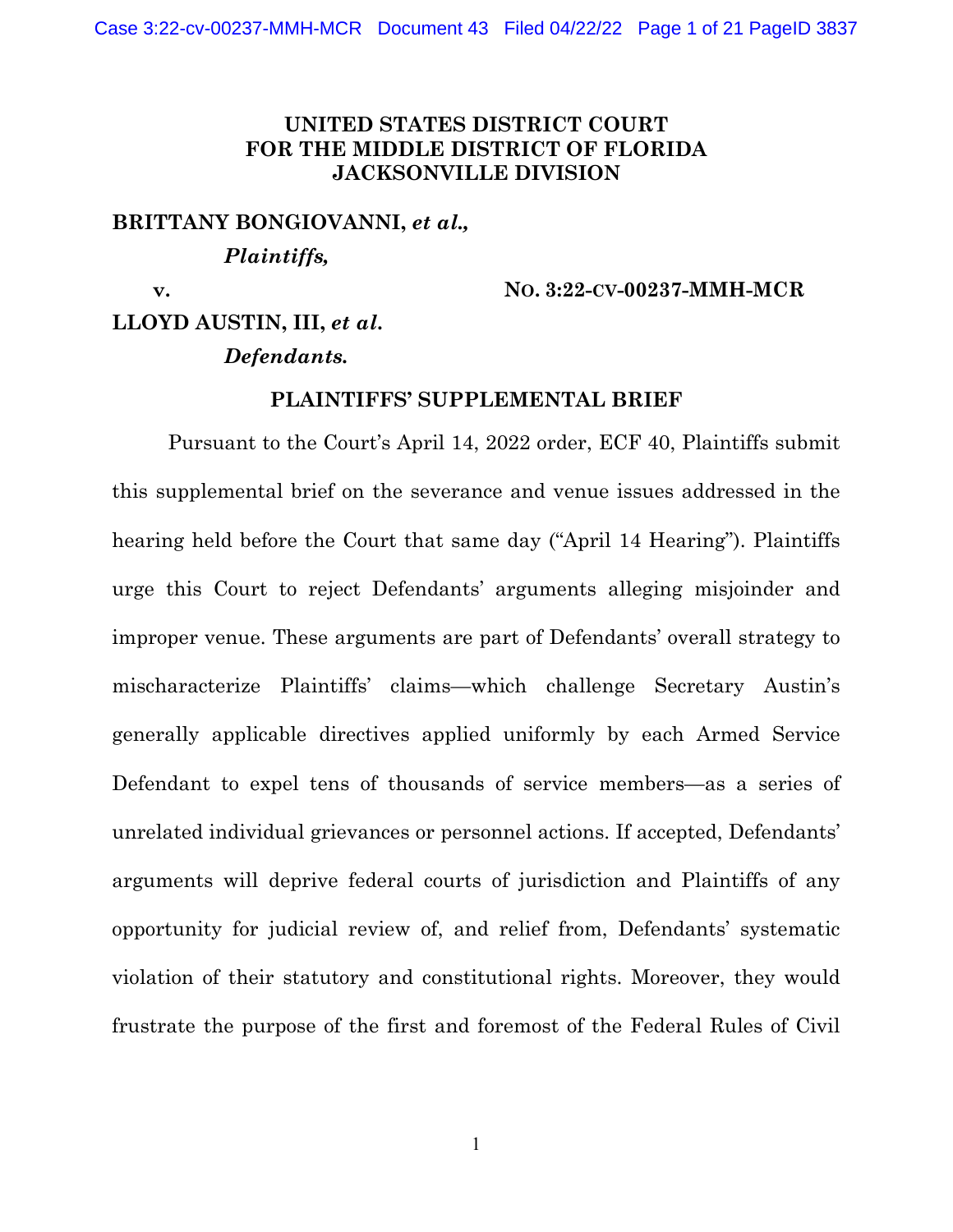**UNITED STATES DISTRICT COURT
FOR THE MIDDLE DISTRICT OF FLORIDA
JACKSONVILLE DIVISION**

**BRITTANY BONGIOVANNI,** ***et al.,***

***Plaintiffs,***

**v.** **NO. 3:22-CV-00237-MMH-MCR**

**LLOYD AUSTIN, III,** ***et al.***

***Defendants.***

**PLAINTIFFS' SUPPLEMENTAL BRIEF**

Pursuant to the Court's April 14, 2022 order, ECF 40, Plaintiffs submit this supplemental brief on the severance and venue issues addressed in the hearing held before the Court that same day ("April 14 Hearing"). Plaintiffs urge this Court to reject Defendants' arguments alleging misjoinder and improper venue. These arguments are part of Defendants' overall strategy to mischaracterize Plaintiffs' claims—which challenge Secretary Austin's generally applicable directives applied uniformly by each Armed Service Defendant to expel tens of thousands of service members—as a series of unrelated individual grievances or personnel actions. If accepted, Defendants' arguments will deprive federal courts of jurisdiction and Plaintiffs of any opportunity for judicial review of, and relief from, Defendants' systematic violation of their statutory and constitutional rights. Moreover, they would frustrate the purpose of the first and foremost of the Federal Rules of Civil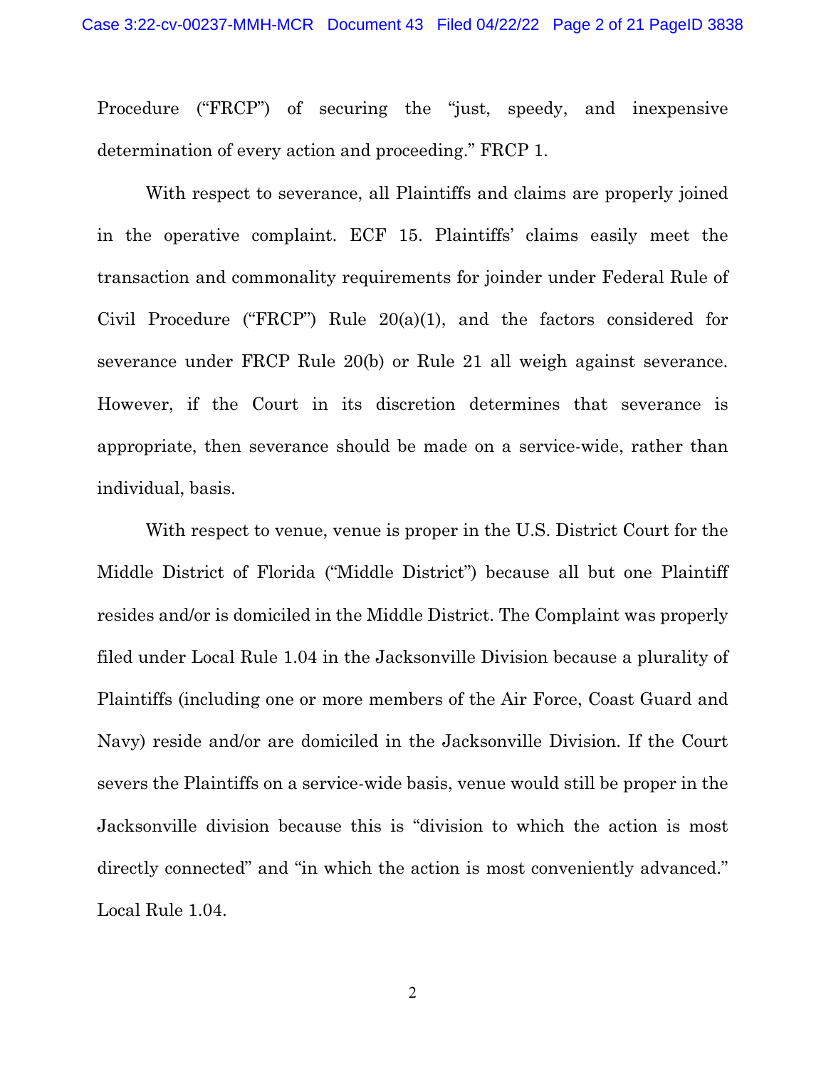Procedure ("FRCP") of securing the "just, speedy, and inexpensive determination of every action and proceeding." FRCP 1.

With respect to severance, all Plaintiffs and claims are properly joined in the operative complaint. ECF 15. Plaintiffs' claims easily meet the transaction and commonality requirements for joinder under Federal Rule of Civil Procedure ("FRCP") Rule 20(a)(1), and the factors considered for severance under FRCP Rule 20(b) or Rule 21 all weigh against severance. However, if the Court in its discretion determines that severance is appropriate, then severance should be made on a service-wide, rather than individual, basis.

With respect to venue, venue is proper in the U.S. District Court for the Middle District of Florida ("Middle District") because all but one Plaintiff resides and/or is domiciled in the Middle District. The Complaint was properly filed under Local Rule 1.04 in the Jacksonville Division because a plurality of Plaintiffs (including one or more members of the Air Force, Coast Guard and Navy) reside and/or are domiciled in the Jacksonville Division. If the Court severs the Plaintiffs on a service-wide basis, venue would still be proper in the Jacksonville division because this is "division to which the action is most directly connected" and "in which the action is most conveniently advanced." Local Rule 1.04.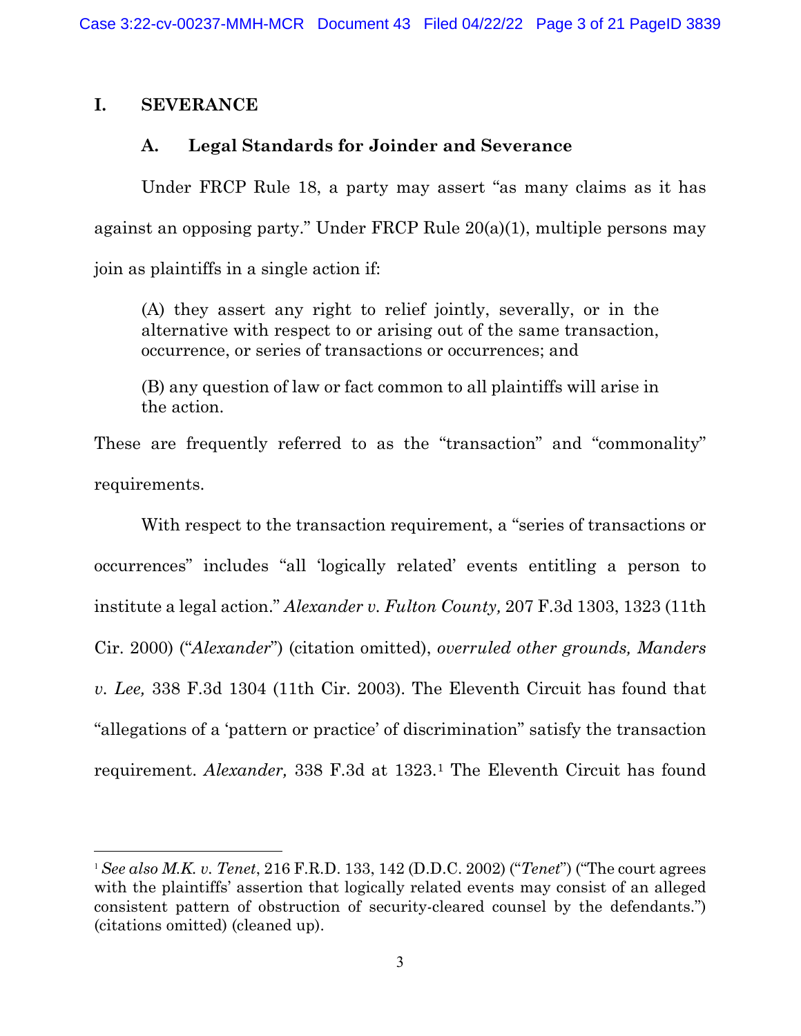# I. SEVERANCE

## A. Legal Standards for Joinder and Severance

Under FRCP Rule 18, a party may assert "as many claims as it has against an opposing party." Under FRCP Rule 20(a)(1), multiple persons may join as plaintiffs in a single action if:

> (A) they assert any right to relief jointly, severally, or in the alternative with respect to or arising out of the same transaction, occurrence, or series of transactions or occurrences; and
>
> (B) any question of law or fact common to all plaintiffs will arise in the action.

These are frequently referred to as the "transaction" and "commonality" requirements.

With respect to the transaction requirement, a "series of transactions or occurrences" includes "all 'logically related' events entitling a person to institute a legal action." *Alexander v. Fulton County,* 207 F.3d 1303, 1323 (11th Cir. 2000) ("*Alexander*") (citation omitted), *overruled other grounds, Manders v. Lee,* 338 F.3d 1304 (11th Cir. 2003). The Eleventh Circuit has found that "allegations of a 'pattern or practice' of discrimination" satisfy the transaction requirement. *Alexander,* 338 F.3d at 1323.[1] The Eleventh Circuit has found

---

[1] *See also M.K. v. Tenet*, 216 F.R.D. 133, 142 (D.D.C. 2002) ("*Tenet*") ("The court agrees with the plaintiffs' assertion that logically related events may consist of an alleged consistent pattern of obstruction of security-cleared counsel by the defendants.") (citations omitted) (cleaned up).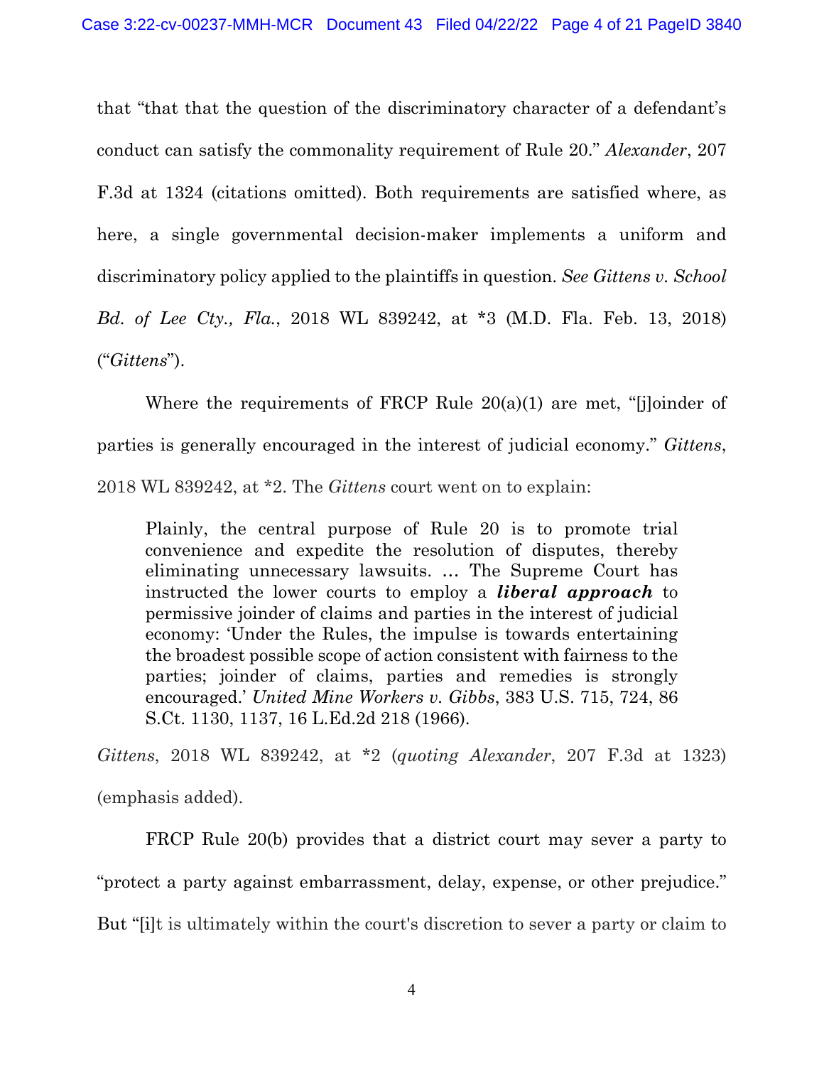that "that that the question of the discriminatory character of a defendant's conduct can satisfy the commonality requirement of Rule 20." *Alexander*, 207 F.3d at 1324 (citations omitted). Both requirements are satisfied where, as here, a single governmental decision-maker implements a uniform and discriminatory policy applied to the plaintiffs in question. *See Gittens v. School Bd. of Lee Cty., Fla.*, 2018 WL 839242, at *3 (M.D. Fla. Feb. 13, 2018) ("*Gittens*").

Where the requirements of FRCP Rule 20(a)(1) are met, "[j]oinder of parties is generally encouraged in the interest of judicial economy." *Gittens*, 2018 WL 839242, at *2. The *Gittens* court went on to explain:

> Plainly, the central purpose of Rule 20 is to promote trial convenience and expedite the resolution of disputes, thereby eliminating unnecessary lawsuits. … The Supreme Court has instructed the lower courts to employ a ***liberal approach*** to permissive joinder of claims and parties in the interest of judicial economy: 'Under the Rules, the impulse is towards entertaining the broadest possible scope of action consistent with fairness to the parties; joinder of claims, parties and remedies is strongly encouraged.' *United Mine Workers v. Gibbs*, 383 U.S. 715, 724, 86 S.Ct. 1130, 1137, 16 L.Ed.2d 218 (1966).

*Gittens*, 2018 WL 839242, at *2 (*quoting Alexander*, 207 F.3d at 1323) (emphasis added).

FRCP Rule 20(b) provides that a district court may sever a party to "protect a party against embarrassment, delay, expense, or other prejudice." But "[i]t is ultimately within the court's discretion to sever a party or claim to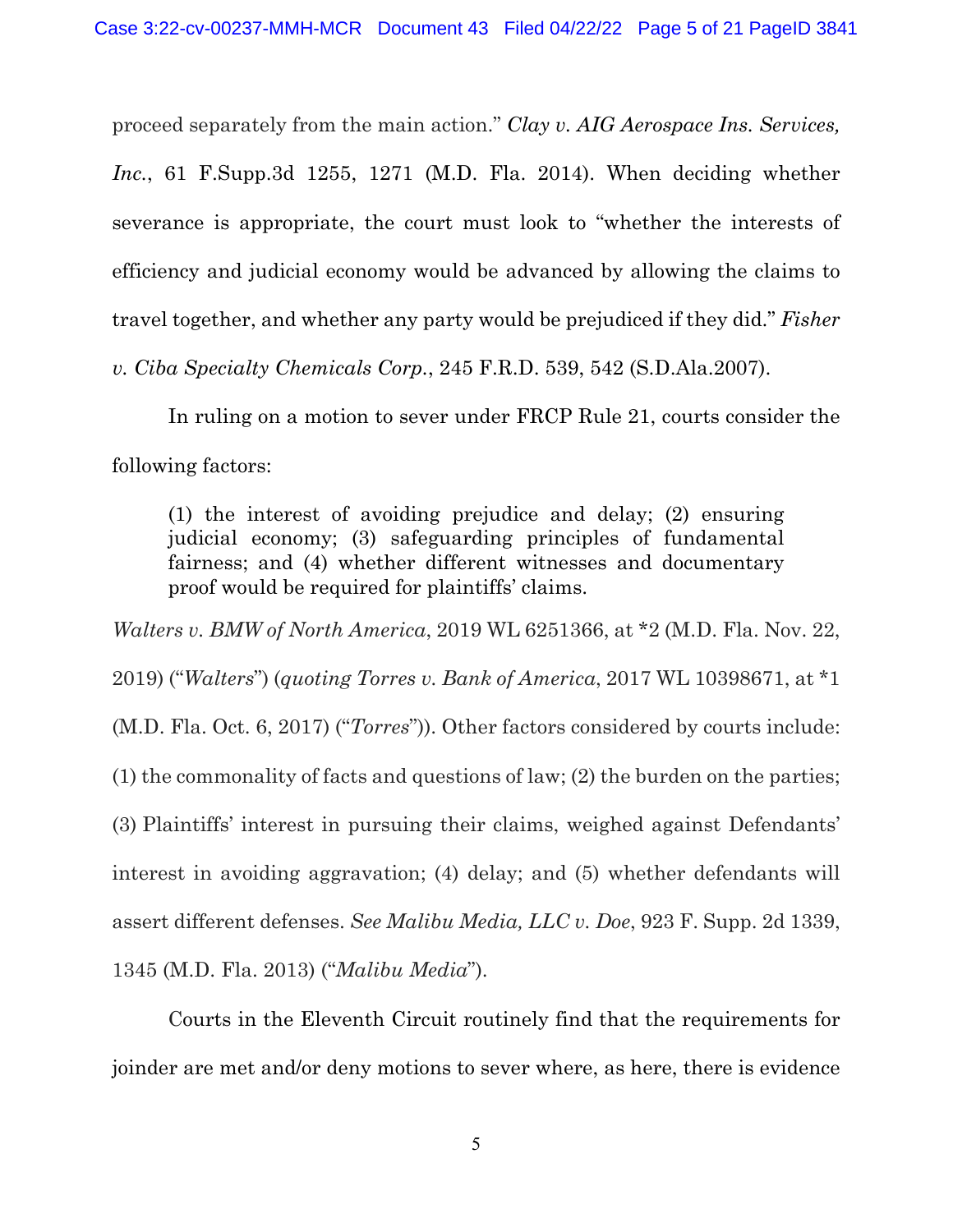proceed separately from the main action." *Clay v. AIG Aerospace Ins. Services, Inc.*, 61 F.Supp.3d 1255, 1271 (M.D. Fla. 2014). When deciding whether severance is appropriate, the court must look to "whether the interests of efficiency and judicial economy would be advanced by allowing the claims to travel together, and whether any party would be prejudiced if they did." *Fisher v. Ciba Specialty Chemicals Corp.*, 245 F.R.D. 539, 542 (S.D.Ala.2007).

In ruling on a motion to sever under FRCP Rule 21, courts consider the following factors:

> (1) the interest of avoiding prejudice and delay; (2) ensuring judicial economy; (3) safeguarding principles of fundamental fairness; and (4) whether different witnesses and documentary proof would be required for plaintiffs' claims.

*Walters v. BMW of North America*, 2019 WL 6251366, at *2 (M.D. Fla. Nov. 22, 2019) ("*Walters*") (*quoting Torres v. Bank of America*, 2017 WL 10398671, at *1 (M.D. Fla. Oct. 6, 2017) ("*Torres*")). Other factors considered by courts include: (1) the commonality of facts and questions of law; (2) the burden on the parties; (3) Plaintiffs' interest in pursuing their claims, weighed against Defendants' interest in avoiding aggravation; (4) delay; and (5) whether defendants will assert different defenses. *See Malibu Media, LLC v. Doe*, 923 F. Supp. 2d 1339, 1345 (M.D. Fla. 2013) ("*Malibu Media*").

Courts in the Eleventh Circuit routinely find that the requirements for joinder are met and/or deny motions to sever where, as here, there is evidence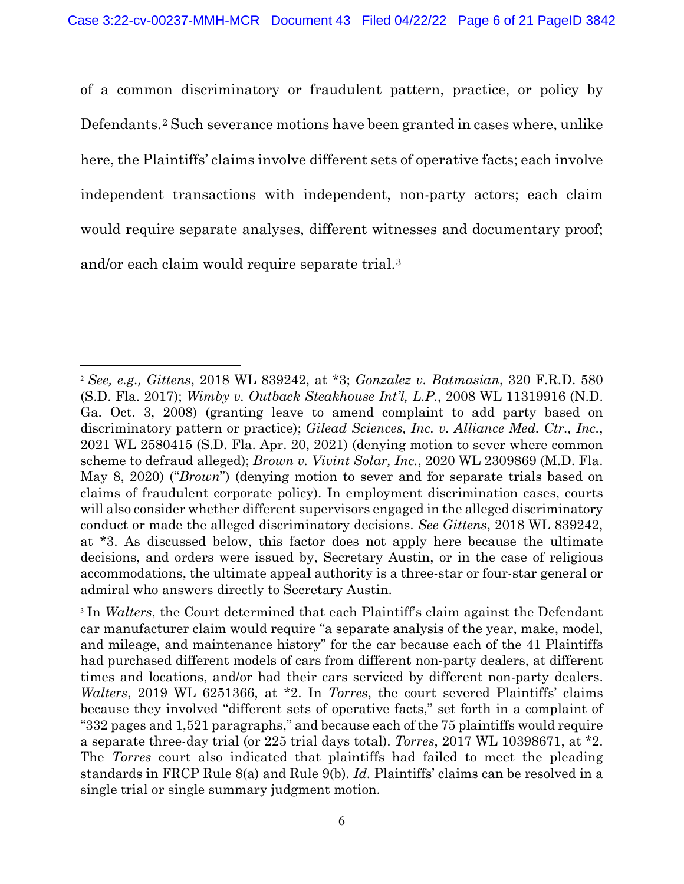of a common discriminatory or fraudulent pattern, practice, or policy by Defendants.[2] Such severance motions have been granted in cases where, unlike here, the Plaintiffs' claims involve different sets of operative facts; each involve independent transactions with independent, non-party actors; each claim would require separate analyses, different witnesses and documentary proof; and/or each claim would require separate trial.[3]

---

[2] *See, e.g., Gittens*, 2018 WL 839242, at *3; *Gonzalez v. Batmasian*, 320 F.R.D. 580 (S.D. Fla. 2017); *Wimby v. Outback Steakhouse Int'l, L.P.*, 2008 WL 11319916 (N.D. Ga. Oct. 3, 2008) (granting leave to amend complaint to add party based on discriminatory pattern or practice); *Gilead Sciences, Inc. v. Alliance Med. Ctr., Inc.*, 2021 WL 2580415 (S.D. Fla. Apr. 20, 2021) (denying motion to sever where common scheme to defraud alleged); *Brown v. Vivint Solar, Inc.*, 2020 WL 2309869 (M.D. Fla. May 8, 2020) ("*Brown*") (denying motion to sever and for separate trials based on claims of fraudulent corporate policy). In employment discrimination cases, courts will also consider whether different supervisors engaged in the alleged discriminatory conduct or made the alleged discriminatory decisions. *See Gittens*, 2018 WL 839242, at *3. As discussed below, this factor does not apply here because the ultimate decisions, and orders were issued by, Secretary Austin, or in the case of religious accommodations, the ultimate appeal authority is a three-star or four-star general or admiral who answers directly to Secretary Austin.

[3] In *Walters*, the Court determined that each Plaintiff's claim against the Defendant car manufacturer claim would require "a separate analysis of the year, make, model, and mileage, and maintenance history" for the car because each of the 41 Plaintiffs had purchased different models of cars from different non-party dealers, at different times and locations, and/or had their cars serviced by different non-party dealers. *Walters*, 2019 WL 6251366, at *2. In *Torres*, the court severed Plaintiffs' claims because they involved "different sets of operative facts," set forth in a complaint of "332 pages and 1,521 paragraphs," and because each of the 75 plaintiffs would require a separate three-day trial (or 225 trial days total). *Torres*, 2017 WL 10398671, at *2. The *Torres* court also indicated that plaintiffs had failed to meet the pleading standards in FRCP Rule 8(a) and Rule 9(b). *Id.* Plaintiffs' claims can be resolved in a single trial or single summary judgment motion.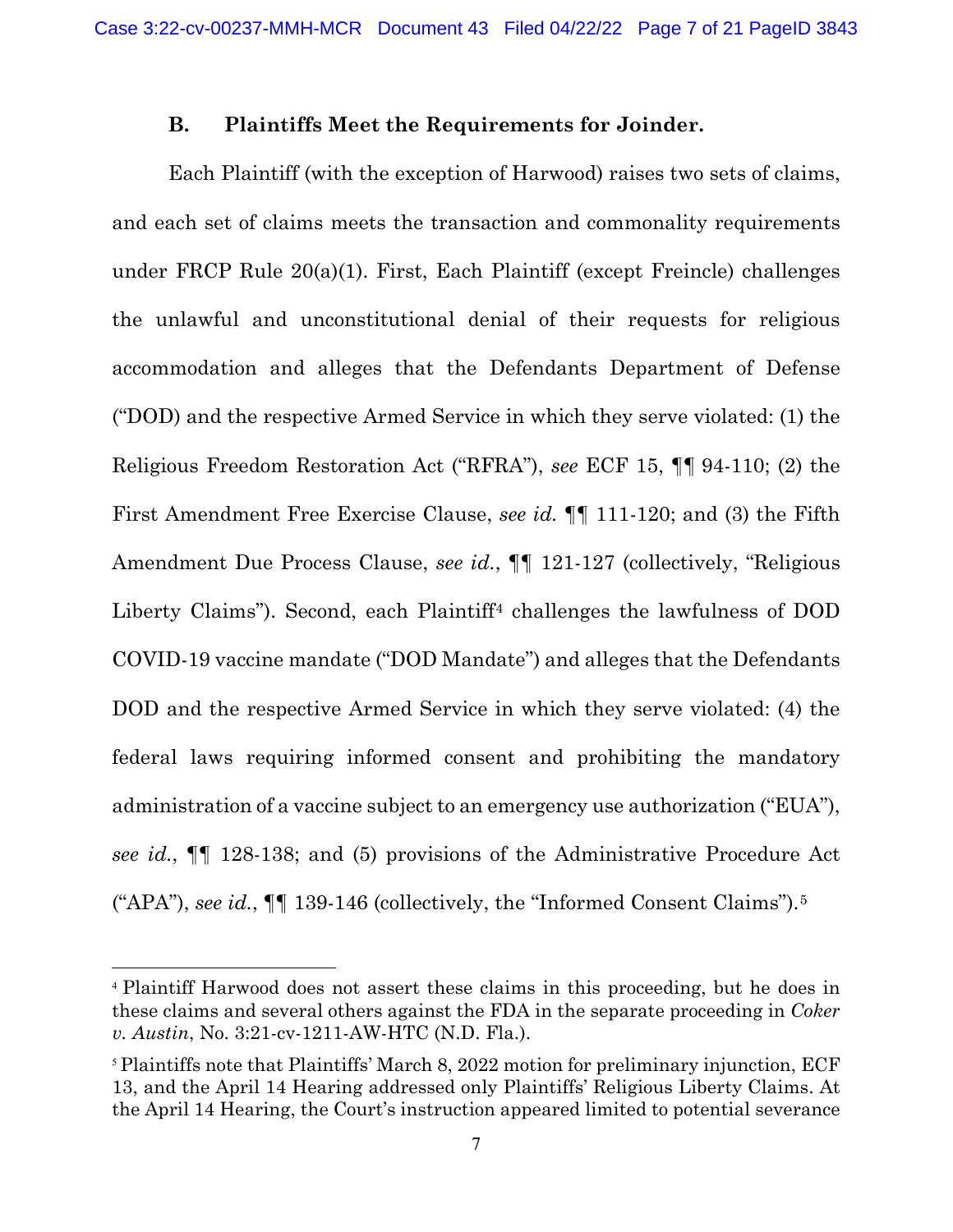### B. Plaintiffs Meet the Requirements for Joinder.

Each Plaintiff (with the exception of Harwood) raises two sets of claims, and each set of claims meets the transaction and commonality requirements under FRCP Rule 20(a)(1). First, Each Plaintiff (except Freincle) challenges the unlawful and unconstitutional denial of their requests for religious accommodation and alleges that the Defendants Department of Defense ("DOD) and the respective Armed Service in which they serve violated: (1) the Religious Freedom Restoration Act ("RFRA"), *see* ECF 15, ¶¶ 94-110; (2) the First Amendment Free Exercise Clause, *see id.* ¶¶ 111-120; and (3) the Fifth Amendment Due Process Clause, *see id.*, ¶¶ 121-127 (collectively, "Religious Liberty Claims"). Second, each Plaintiff[4] challenges the lawfulness of DOD COVID-19 vaccine mandate ("DOD Mandate") and alleges that the Defendants DOD and the respective Armed Service in which they serve violated: (4) the federal laws requiring informed consent and prohibiting the mandatory administration of a vaccine subject to an emergency use authorization ("EUA"), *see id.*, ¶¶ 128-138; and (5) provisions of the Administrative Procedure Act ("APA"), *see id.*, ¶¶ 139-146 (collectively, the "Informed Consent Claims").[5]

---

[4] Plaintiff Harwood does not assert these claims in this proceeding, but he does in these claims and several others against the FDA in the separate proceeding in *Coker v. Austin*, No. 3:21-cv-1211-AW-HTC (N.D. Fla.).

[5] Plaintiffs note that Plaintiffs' March 8, 2022 motion for preliminary injunction, ECF 13, and the April 14 Hearing addressed only Plaintiffs' Religious Liberty Claims. At the April 14 Hearing, the Court's instruction appeared limited to potential severance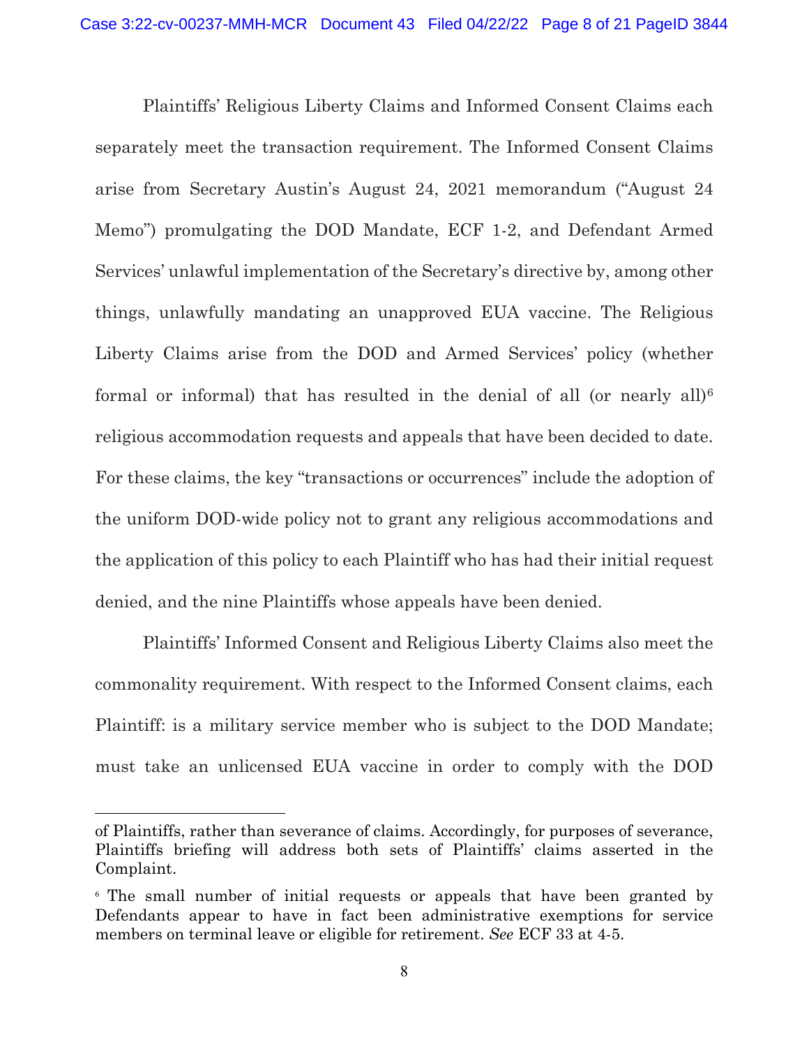Plaintiffs' Religious Liberty Claims and Informed Consent Claims each separately meet the transaction requirement. The Informed Consent Claims arise from Secretary Austin's August 24, 2021 memorandum ("August 24 Memo") promulgating the DOD Mandate, ECF 1-2, and Defendant Armed Services' unlawful implementation of the Secretary's directive by, among other things, unlawfully mandating an unapproved EUA vaccine. The Religious Liberty Claims arise from the DOD and Armed Services' policy (whether formal or informal) that has resulted in the denial of all (or nearly all)[6] religious accommodation requests and appeals that have been decided to date. For these claims, the key "transactions or occurrences" include the adoption of the uniform DOD-wide policy not to grant any religious accommodations and the application of this policy to each Plaintiff who has had their initial request denied, and the nine Plaintiffs whose appeals have been denied.

Plaintiffs' Informed Consent and Religious Liberty Claims also meet the commonality requirement. With respect to the Informed Consent claims, each Plaintiff: is a military service member who is subject to the DOD Mandate; must take an unlicensed EUA vaccine in order to comply with the DOD

---

of Plaintiffs, rather than severance of claims. Accordingly, for purposes of severance, Plaintiffs briefing will address both sets of Plaintiffs' claims asserted in the Complaint.

[6] The small number of initial requests or appeals that have been granted by Defendants appear to have in fact been administrative exemptions for service members on terminal leave or eligible for retirement. *See* ECF 33 at 4-5.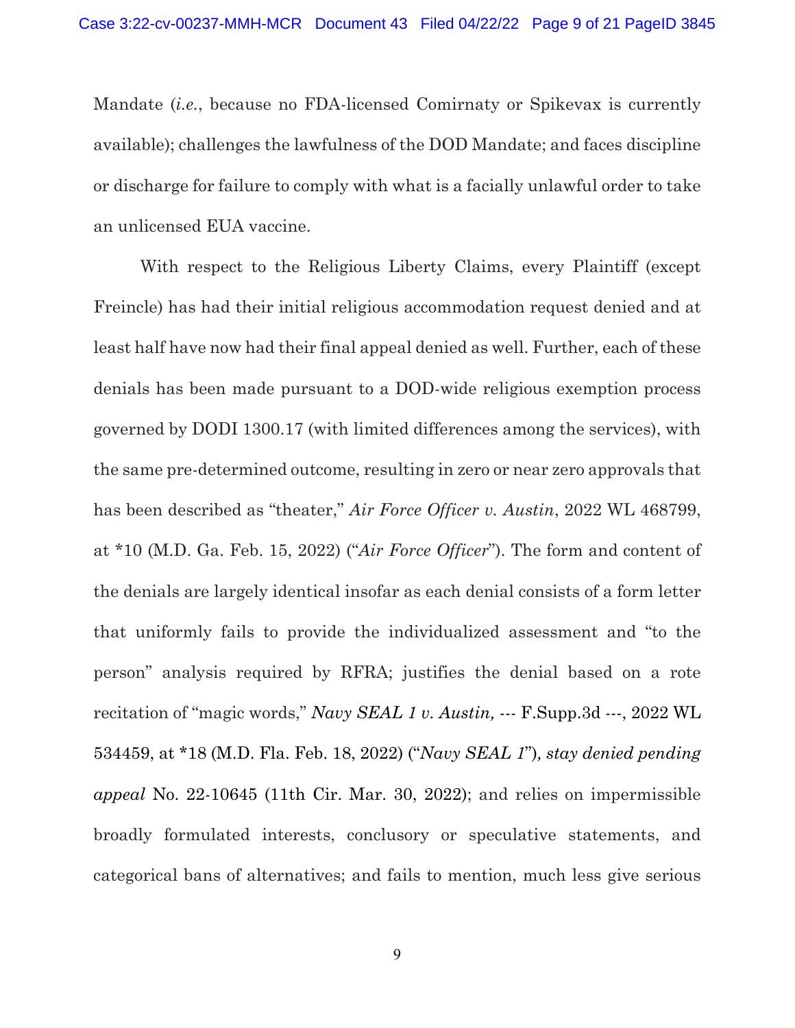Mandate (*i.e.*, because no FDA-licensed Comirnaty or Spikevax is currently available); challenges the lawfulness of the DOD Mandate; and faces discipline or discharge for failure to comply with what is a facially unlawful order to take an unlicensed EUA vaccine.

With respect to the Religious Liberty Claims, every Plaintiff (except Freincle) has had their initial religious accommodation request denied and at least half have now had their final appeal denied as well. Further, each of these denials has been made pursuant to a DOD-wide religious exemption process governed by DODI 1300.17 (with limited differences among the services), with the same pre-determined outcome, resulting in zero or near zero approvals that has been described as "theater," *Air Force Officer v. Austin*, 2022 WL 468799, at *10 (M.D. Ga. Feb. 15, 2022) ("*Air Force Officer*"). The form and content of the denials are largely identical insofar as each denial consists of a form letter that uniformly fails to provide the individualized assessment and "to the person" analysis required by RFRA; justifies the denial based on a rote recitation of "magic words," *Navy SEAL 1 v. Austin,* --- F.Supp.3d ---, 2022 WL 534459, at *18 (M.D. Fla. Feb. 18, 2022) ("*Navy SEAL 1*")*, stay denied pending appeal* No. 22-10645 (11th Cir. Mar. 30, 2022); and relies on impermissible broadly formulated interests, conclusory or speculative statements, and categorical bans of alternatives; and fails to mention, much less give serious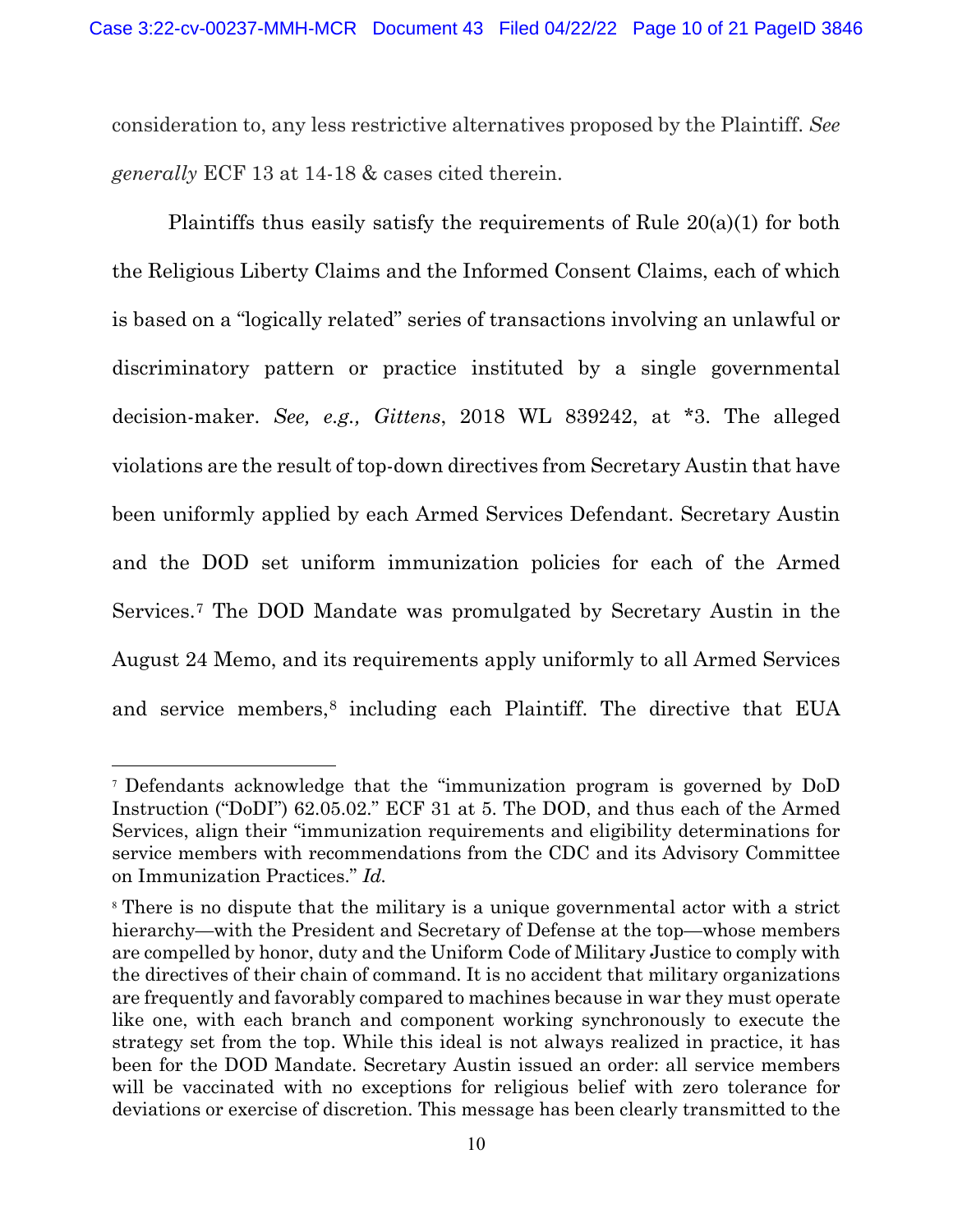consideration to, any less restrictive alternatives proposed by the Plaintiff. *See generally* ECF 13 at 14-18 & cases cited therein.

Plaintiffs thus easily satisfy the requirements of Rule 20(a)(1) for both the Religious Liberty Claims and the Informed Consent Claims, each of which is based on a "logically related" series of transactions involving an unlawful or discriminatory pattern or practice instituted by a single governmental decision-maker. *See, e.g., Gittens*, 2018 WL 839242, at *3. The alleged violations are the result of top-down directives from Secretary Austin that have been uniformly applied by each Armed Services Defendant. Secretary Austin and the DOD set uniform immunization policies for each of the Armed Services.[7] The DOD Mandate was promulgated by Secretary Austin in the August 24 Memo, and its requirements apply uniformly to all Armed Services and service members,[8] including each Plaintiff. The directive that EUA

---

[7] Defendants acknowledge that the "immunization program is governed by DoD Instruction ("DoDI") 62.05.02." ECF 31 at 5. The DOD, and thus each of the Armed Services, align their "immunization requirements and eligibility determinations for service members with recommendations from the CDC and its Advisory Committee on Immunization Practices." *Id.*

[8] There is no dispute that the military is a unique governmental actor with a strict hierarchy—with the President and Secretary of Defense at the top—whose members are compelled by honor, duty and the Uniform Code of Military Justice to comply with the directives of their chain of command. It is no accident that military organizations are frequently and favorably compared to machines because in war they must operate like one, with each branch and component working synchronously to execute the strategy set from the top. While this ideal is not always realized in practice, it has been for the DOD Mandate. Secretary Austin issued an order: all service members will be vaccinated with no exceptions for religious belief with zero tolerance for deviations or exercise of discretion. This message has been clearly transmitted to the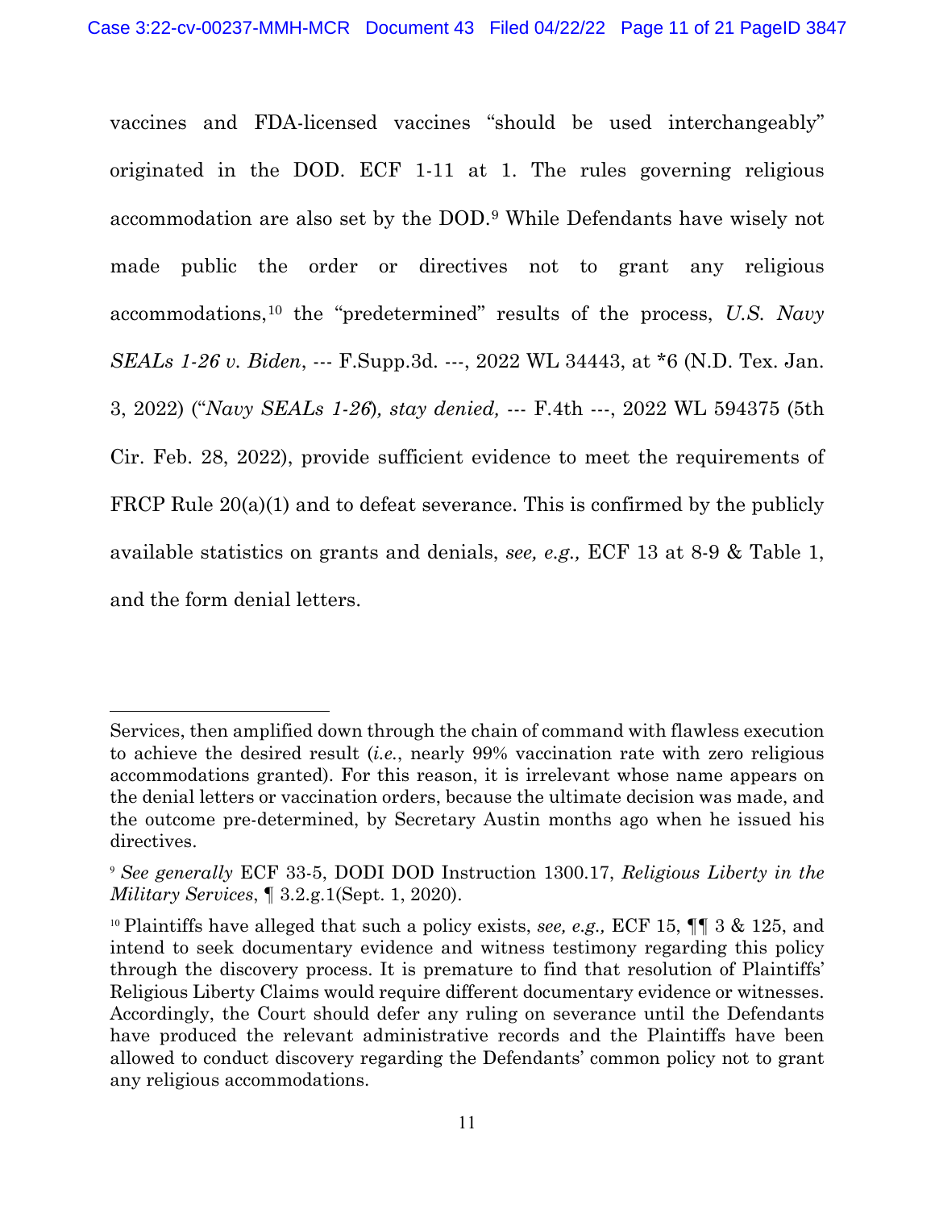vaccines and FDA-licensed vaccines "should be used interchangeably" originated in the DOD. ECF 1-11 at 1. The rules governing religious accommodation are also set by the DOD.[9] While Defendants have wisely not made public the order or directives not to grant any religious accommodations,[10] the "predetermined" results of the process, *U.S. Navy SEALs 1-26 v. Biden*, --- F.Supp.3d. ---, 2022 WL 34443, at *6 (N.D. Tex. Jan. 3, 2022) ("*Navy SEALs 1-26*), *stay denied,* --- F.4th ---, 2022 WL 594375 (5th Cir. Feb. 28, 2022), provide sufficient evidence to meet the requirements of FRCP Rule 20(a)(1) and to defeat severance. This is confirmed by the publicly available statistics on grants and denials, *see, e.g.,* ECF 13 at 8-9 & Table 1, and the form denial letters.

---

Services, then amplified down through the chain of command with flawless execution to achieve the desired result (*i.e.*, nearly 99% vaccination rate with zero religious accommodations granted). For this reason, it is irrelevant whose name appears on the denial letters or vaccination orders, because the ultimate decision was made, and the outcome pre-determined, by Secretary Austin months ago when he issued his directives.

[9] *See generally* ECF 33-5, DODI DOD Instruction 1300.17, *Religious Liberty in the Military Services*, ¶ 3.2.g.1(Sept. 1, 2020).

[10] Plaintiffs have alleged that such a policy exists, *see, e.g.,* ECF 15, ¶¶ 3 & 125, and intend to seek documentary evidence and witness testimony regarding this policy through the discovery process. It is premature to find that resolution of Plaintiffs' Religious Liberty Claims would require different documentary evidence or witnesses. Accordingly, the Court should defer any ruling on severance until the Defendants have produced the relevant administrative records and the Plaintiffs have been allowed to conduct discovery regarding the Defendants' common policy not to grant any religious accommodations.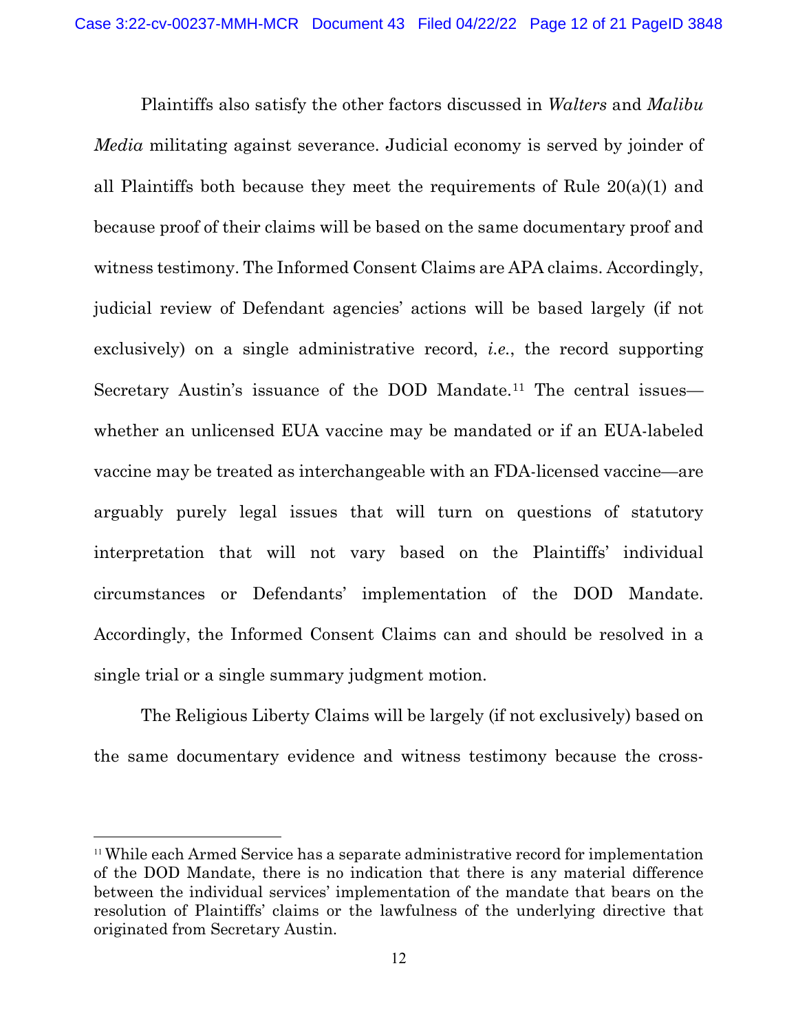Plaintiffs also satisfy the other factors discussed in *Walters* and *Malibu Media* militating against severance. Judicial economy is served by joinder of all Plaintiffs both because they meet the requirements of Rule 20(a)(1) and because proof of their claims will be based on the same documentary proof and witness testimony. The Informed Consent Claims are APA claims. Accordingly, judicial review of Defendant agencies' actions will be based largely (if not exclusively) on a single administrative record, *i.e.*, the record supporting Secretary Austin's issuance of the DOD Mandate.[11] The central issues—whether an unlicensed EUA vaccine may be mandated or if an EUA-labeled vaccine may be treated as interchangeable with an FDA-licensed vaccine—are arguably purely legal issues that will turn on questions of statutory interpretation that will not vary based on the Plaintiffs' individual circumstances or Defendants' implementation of the DOD Mandate. Accordingly, the Informed Consent Claims can and should be resolved in a single trial or a single summary judgment motion.

The Religious Liberty Claims will be largely (if not exclusively) based on the same documentary evidence and witness testimony because the cross-

[11] While each Armed Service has a separate administrative record for implementation of the DOD Mandate, there is no indication that there is any material difference between the individual services' implementation of the mandate that bears on the resolution of Plaintiffs' claims or the lawfulness of the underlying directive that originated from Secretary Austin.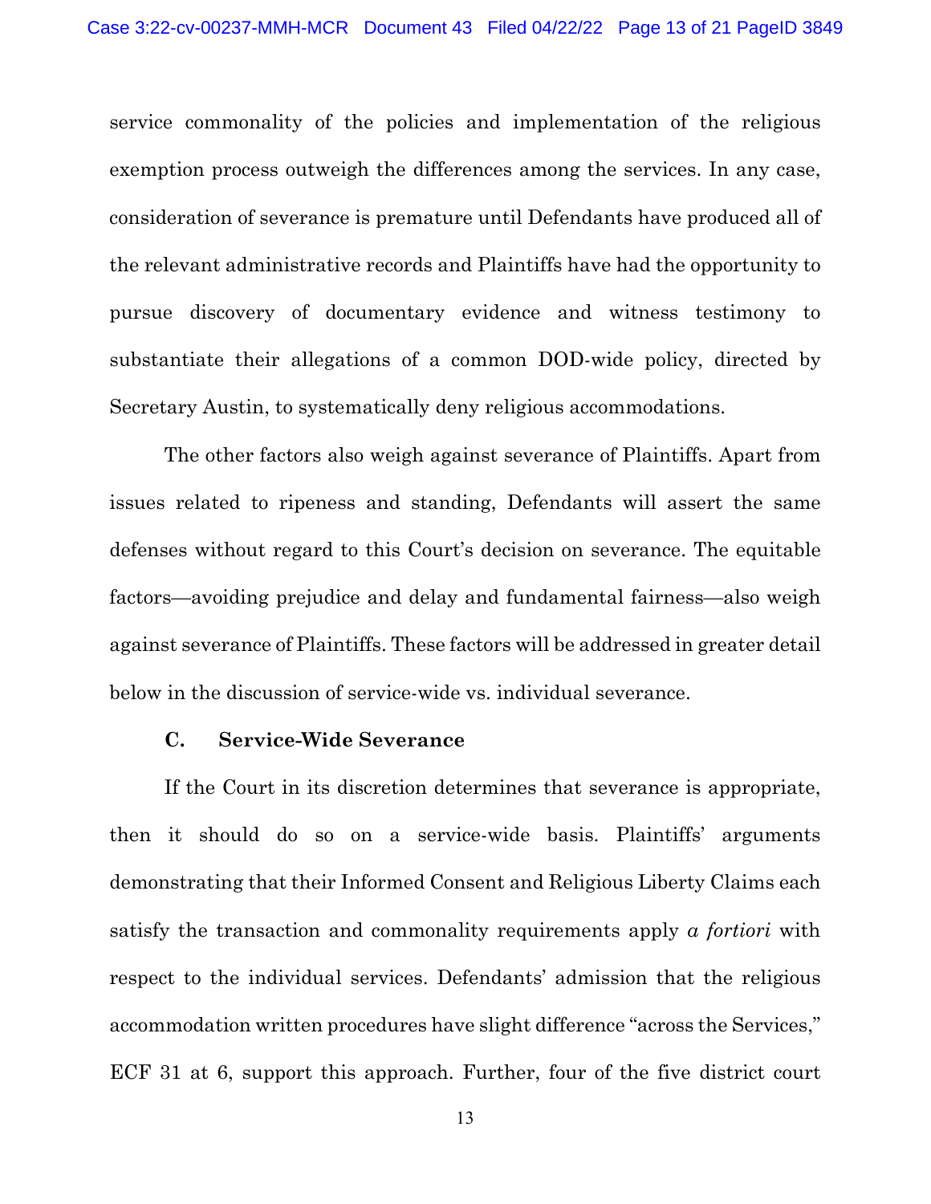service commonality of the policies and implementation of the religious exemption process outweigh the differences among the services. In any case, consideration of severance is premature until Defendants have produced all of the relevant administrative records and Plaintiffs have had the opportunity to pursue discovery of documentary evidence and witness testimony to substantiate their allegations of a common DOD-wide policy, directed by Secretary Austin, to systematically deny religious accommodations.

The other factors also weigh against severance of Plaintiffs. Apart from issues related to ripeness and standing, Defendants will assert the same defenses without regard to this Court's decision on severance. The equitable factors—avoiding prejudice and delay and fundamental fairness—also weigh against severance of Plaintiffs. These factors will be addressed in greater detail below in the discussion of service-wide vs. individual severance.

### C. Service-Wide Severance

If the Court in its discretion determines that severance is appropriate, then it should do so on a service-wide basis. Plaintiffs' arguments demonstrating that their Informed Consent and Religious Liberty Claims each satisfy the transaction and commonality requirements apply *a fortiori* with respect to the individual services. Defendants' admission that the religious accommodation written procedures have slight difference "across the Services," ECF 31 at 6, support this approach. Further, four of the five district court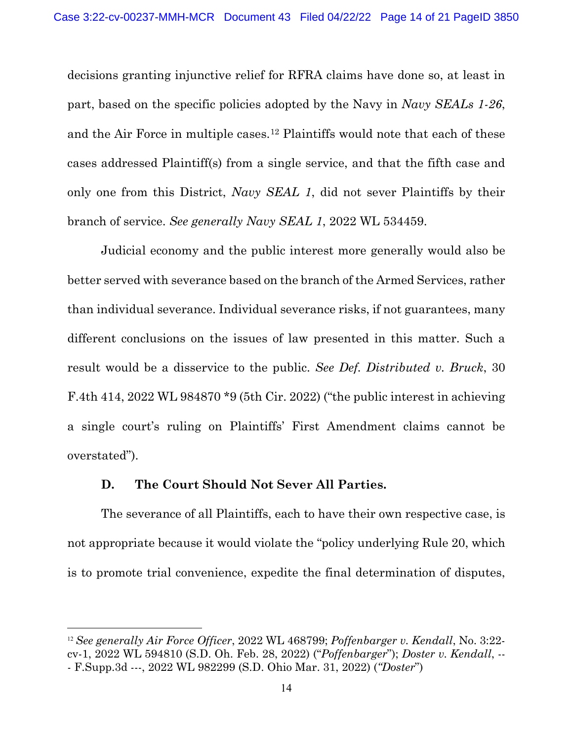decisions granting injunctive relief for RFRA claims have done so, at least in part, based on the specific policies adopted by the Navy in *Navy SEALs 1-26*, and the Air Force in multiple cases.[12] Plaintiffs would note that each of these cases addressed Plaintiff(s) from a single service, and that the fifth case and only one from this District, *Navy SEAL 1*, did not sever Plaintiffs by their branch of service. *See generally Navy SEAL 1*, 2022 WL 534459.

Judicial economy and the public interest more generally would also be better served with severance based on the branch of the Armed Services, rather than individual severance. Individual severance risks, if not guarantees, many different conclusions on the issues of law presented in this matter. Such a result would be a disservice to the public. *See Def. Distributed v. Bruck*, 30 F.4th 414, 2022 WL 984870 *9 (5th Cir. 2022) ("the public interest in achieving a single court's ruling on Plaintiffs' First Amendment claims cannot be overstated").

### D. The Court Should Not Sever All Parties.

The severance of all Plaintiffs, each to have their own respective case, is not appropriate because it would violate the "policy underlying Rule 20, which is to promote trial convenience, expedite the final determination of disputes,

---

[12] *See generally Air Force Officer*, 2022 WL 468799; *Poffenbarger v. Kendall*, No. 3:22-cv-1, 2022 WL 594810 (S.D. Oh. Feb. 28, 2022) ("*Poffenbarger*"); *Doster v. Kendall*, --- F.Supp.3d ---, 2022 WL 982299 (S.D. Ohio Mar. 31, 2022) ("*Doster*")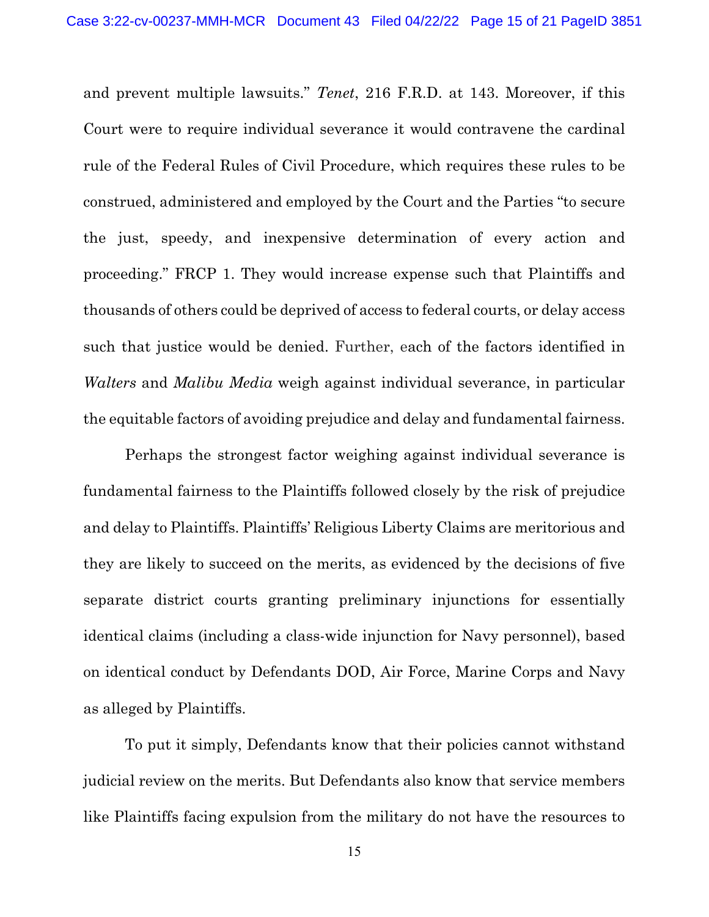and prevent multiple lawsuits." *Tenet*, 216 F.R.D. at 143. Moreover, if this Court were to require individual severance it would contravene the cardinal rule of the Federal Rules of Civil Procedure, which requires these rules to be construed, administered and employed by the Court and the Parties "to secure the just, speedy, and inexpensive determination of every action and proceeding." FRCP 1. They would increase expense such that Plaintiffs and thousands of others could be deprived of access to federal courts, or delay access such that justice would be denied. Further, each of the factors identified in *Walters* and *Malibu Media* weigh against individual severance, in particular the equitable factors of avoiding prejudice and delay and fundamental fairness.

Perhaps the strongest factor weighing against individual severance is fundamental fairness to the Plaintiffs followed closely by the risk of prejudice and delay to Plaintiffs. Plaintiffs' Religious Liberty Claims are meritorious and they are likely to succeed on the merits, as evidenced by the decisions of five separate district courts granting preliminary injunctions for essentially identical claims (including a class-wide injunction for Navy personnel), based on identical conduct by Defendants DOD, Air Force, Marine Corps and Navy as alleged by Plaintiffs.

To put it simply, Defendants know that their policies cannot withstand judicial review on the merits. But Defendants also know that service members like Plaintiffs facing expulsion from the military do not have the resources to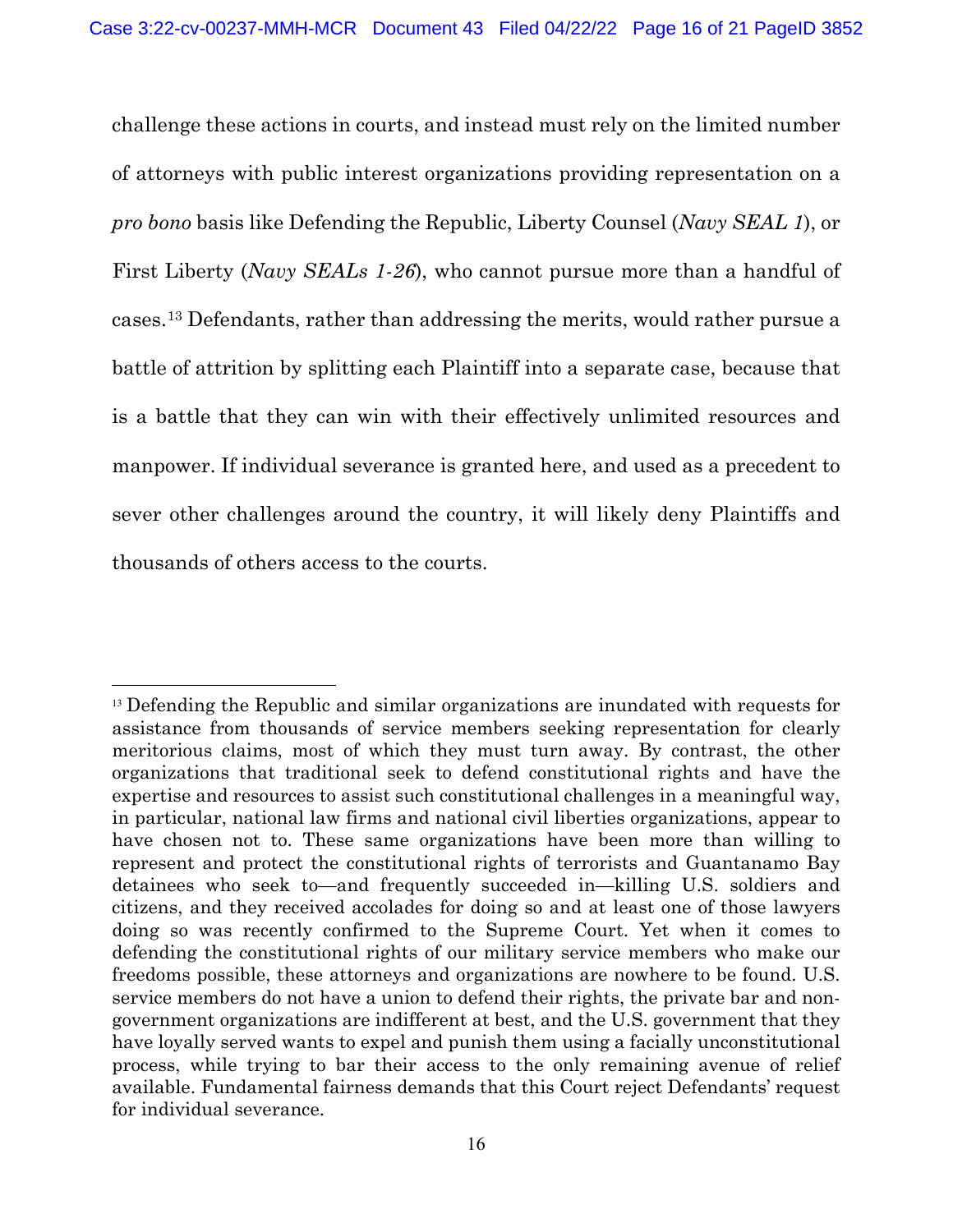challenge these actions in courts, and instead must rely on the limited number of attorneys with public interest organizations providing representation on a *pro bono* basis like Defending the Republic, Liberty Counsel (*Navy SEAL 1*), or First Liberty (*Navy SEALs 1-26*), who cannot pursue more than a handful of cases.[13] Defendants, rather than addressing the merits, would rather pursue a battle of attrition by splitting each Plaintiff into a separate case, because that is a battle that they can win with their effectively unlimited resources and manpower. If individual severance is granted here, and used as a precedent to sever other challenges around the country, it will likely deny Plaintiffs and thousands of others access to the courts.

---

[13] Defending the Republic and similar organizations are inundated with requests for assistance from thousands of service members seeking representation for clearly meritorious claims, most of which they must turn away. By contrast, the other organizations that traditional seek to defend constitutional rights and have the expertise and resources to assist such constitutional challenges in a meaningful way, in particular, national law firms and national civil liberties organizations, appear to have chosen not to. These same organizations have been more than willing to represent and protect the constitutional rights of terrorists and Guantanamo Bay detainees who seek to—and frequently succeeded in—killing U.S. soldiers and citizens, and they received accolades for doing so and at least one of those lawyers doing so was recently confirmed to the Supreme Court. Yet when it comes to defending the constitutional rights of our military service members who make our freedoms possible, these attorneys and organizations are nowhere to be found. U.S. service members do not have a union to defend their rights, the private bar and non-government organizations are indifferent at best, and the U.S. government that they have loyally served wants to expel and punish them using a facially unconstitutional process, while trying to bar their access to the only remaining avenue of relief available. Fundamental fairness demands that this Court reject Defendants' request for individual severance.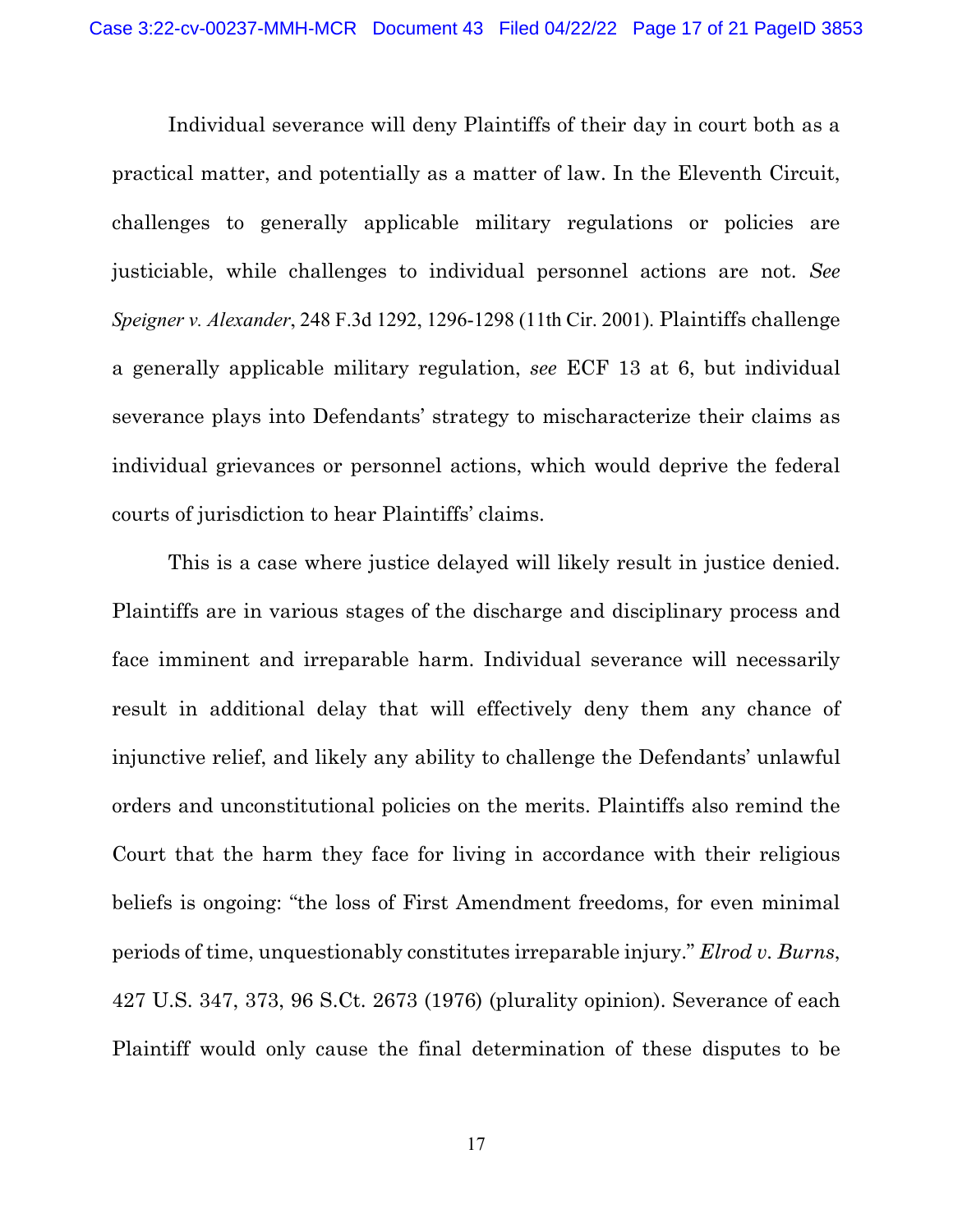Individual severance will deny Plaintiffs of their day in court both as a practical matter, and potentially as a matter of law. In the Eleventh Circuit, challenges to generally applicable military regulations or policies are justiciable, while challenges to individual personnel actions are not. *See Speigner v. Alexander*, 248 F.3d 1292, 1296-1298 (11th Cir. 2001). Plaintiffs challenge a generally applicable military regulation, *see* ECF 13 at 6, but individual severance plays into Defendants' strategy to mischaracterize their claims as individual grievances or personnel actions, which would deprive the federal courts of jurisdiction to hear Plaintiffs' claims.

This is a case where justice delayed will likely result in justice denied. Plaintiffs are in various stages of the discharge and disciplinary process and face imminent and irreparable harm. Individual severance will necessarily result in additional delay that will effectively deny them any chance of injunctive relief, and likely any ability to challenge the Defendants' unlawful orders and unconstitutional policies on the merits. Plaintiffs also remind the Court that the harm they face for living in accordance with their religious beliefs is ongoing: "the loss of First Amendment freedoms, for even minimal periods of time, unquestionably constitutes irreparable injury." *Elrod v. Burns*, 427 U.S. 347, 373, 96 S.Ct. 2673 (1976) (plurality opinion). Severance of each Plaintiff would only cause the final determination of these disputes to be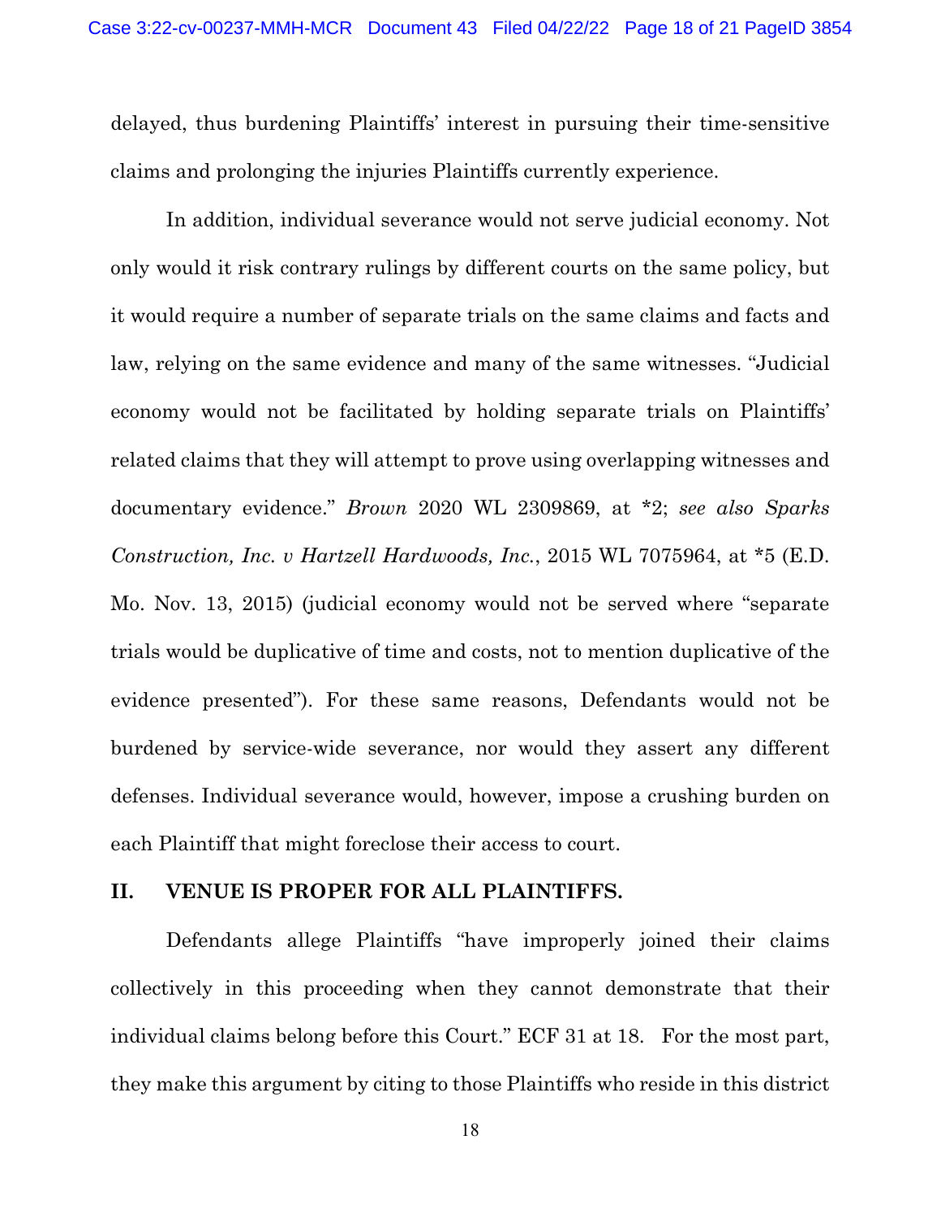delayed, thus burdening Plaintiffs' interest in pursuing their time-sensitive claims and prolonging the injuries Plaintiffs currently experience.

In addition, individual severance would not serve judicial economy. Not only would it risk contrary rulings by different courts on the same policy, but it would require a number of separate trials on the same claims and facts and law, relying on the same evidence and many of the same witnesses. "Judicial economy would not be facilitated by holding separate trials on Plaintiffs' related claims that they will attempt to prove using overlapping witnesses and documentary evidence." *Brown* 2020 WL 2309869, at *2; *see also Sparks Construction, Inc. v Hartzell Hardwoods, Inc.*, 2015 WL 7075964, at *5 (E.D. Mo. Nov. 13, 2015) (judicial economy would not be served where "separate trials would be duplicative of time and costs, not to mention duplicative of the evidence presented"). For these same reasons, Defendants would not be burdened by service-wide severance, nor would they assert any different defenses. Individual severance would, however, impose a crushing burden on each Plaintiff that might foreclose their access to court.

## II. VENUE IS PROPER FOR ALL PLAINTIFFS.

Defendants allege Plaintiffs "have improperly joined their claims collectively in this proceeding when they cannot demonstrate that their individual claims belong before this Court." ECF 31 at 18. For the most part, they make this argument by citing to those Plaintiffs who reside in this district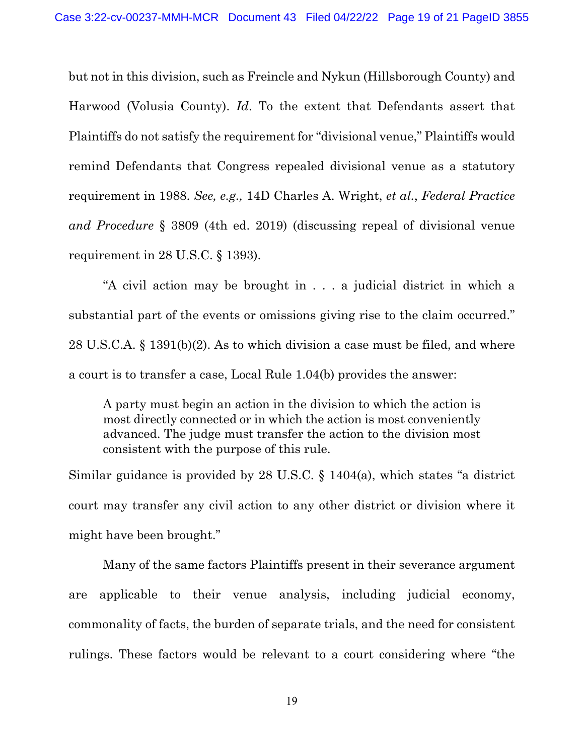but not in this division, such as Freincle and Nykun (Hillsborough County) and Harwood (Volusia County). *Id*. To the extent that Defendants assert that Plaintiffs do not satisfy the requirement for "divisional venue," Plaintiffs would remind Defendants that Congress repealed divisional venue as a statutory requirement in 1988. *See, e.g.,* 14D Charles A. Wright, *et al.*, *Federal Practice and Procedure* § 3809 (4th ed. 2019) (discussing repeal of divisional venue requirement in 28 U.S.C. § 1393).

"A civil action may be brought in . . . a judicial district in which a substantial part of the events or omissions giving rise to the claim occurred." 28 U.S.C.A. § 1391(b)(2). As to which division a case must be filed, and where a court is to transfer a case, Local Rule 1.04(b) provides the answer:

> A party must begin an action in the division to which the action is most directly connected or in which the action is most conveniently advanced. The judge must transfer the action to the division most consistent with the purpose of this rule.

Similar guidance is provided by 28 U.S.C. § 1404(a), which states "a district court may transfer any civil action to any other district or division where it might have been brought."

Many of the same factors Plaintiffs present in their severance argument are applicable to their venue analysis, including judicial economy, commonality of facts, the burden of separate trials, and the need for consistent rulings. These factors would be relevant to a court considering where "the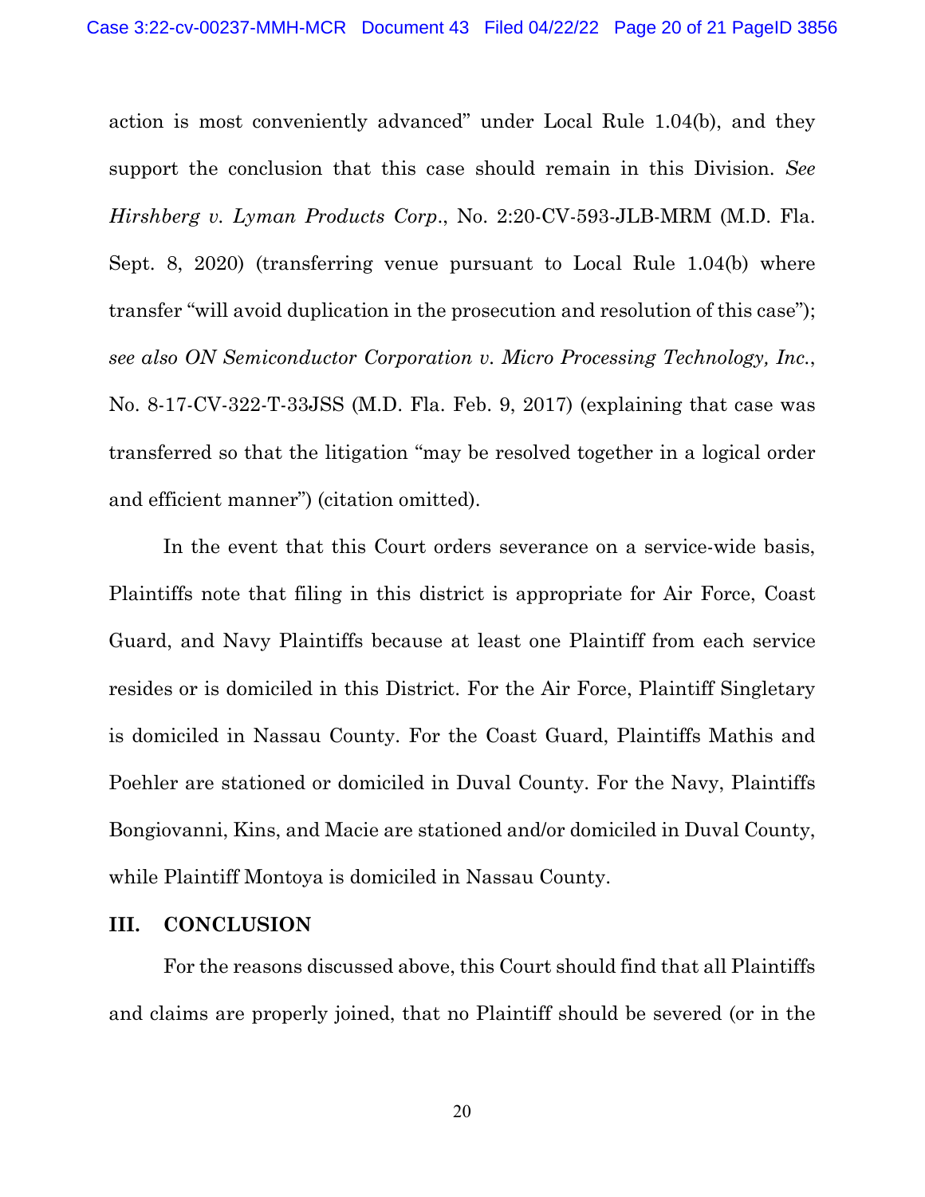action is most conveniently advanced" under Local Rule 1.04(b), and they support the conclusion that this case should remain in this Division. *See Hirshberg v. Lyman Products Corp.*, No. 2:20-CV-593-JLB-MRM (M.D. Fla. Sept. 8, 2020) (transferring venue pursuant to Local Rule 1.04(b) where transfer "will avoid duplication in the prosecution and resolution of this case"); *see also ON Semiconductor Corporation v. Micro Processing Technology, Inc.*, No. 8-17-CV-322-T-33JSS (M.D. Fla. Feb. 9, 2017) (explaining that case was transferred so that the litigation "may be resolved together in a logical order and efficient manner") (citation omitted).

In the event that this Court orders severance on a service-wide basis, Plaintiffs note that filing in this district is appropriate for Air Force, Coast Guard, and Navy Plaintiffs because at least one Plaintiff from each service resides or is domiciled in this District. For the Air Force, Plaintiff Singletary is domiciled in Nassau County. For the Coast Guard, Plaintiffs Mathis and Poehler are stationed or domiciled in Duval County. For the Navy, Plaintiffs Bongiovanni, Kins, and Macie are stationed and/or domiciled in Duval County, while Plaintiff Montoya is domiciled in Nassau County.

## III. CONCLUSION

For the reasons discussed above, this Court should find that all Plaintiffs and claims are properly joined, that no Plaintiff should be severed (or in the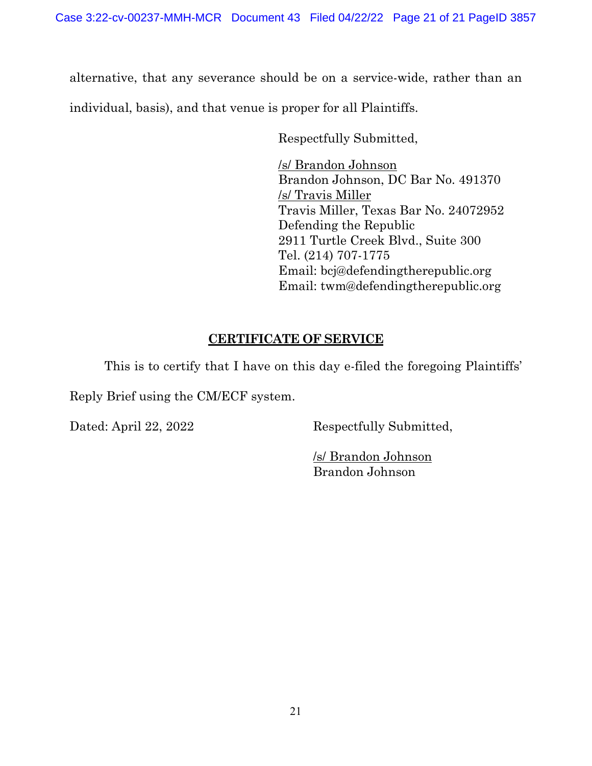alternative, that any severance should be on a service-wide, rather than an individual, basis), and that venue is proper for all Plaintiffs.

Respectfully Submitted,

/s/ Brandon Johnson
Brandon Johnson, DC Bar No. 491370
/s/ Travis Miller
Travis Miller, Texas Bar No. 24072952
Defending the Republic
2911 Turtle Creek Blvd., Suite 300
Tel. (214) 707-1775
Email: bcj@defendingtherepublic.org
Email: twm@defendingtherepublic.org

## CERTIFICATE OF SERVICE

This is to certify that I have on this day e-filed the foregoing Plaintiffs' Reply Brief using the CM/ECF system.

Dated: April 22, 2022

Respectfully Submitted,

/s/ Brandon Johnson
Brandon Johnson